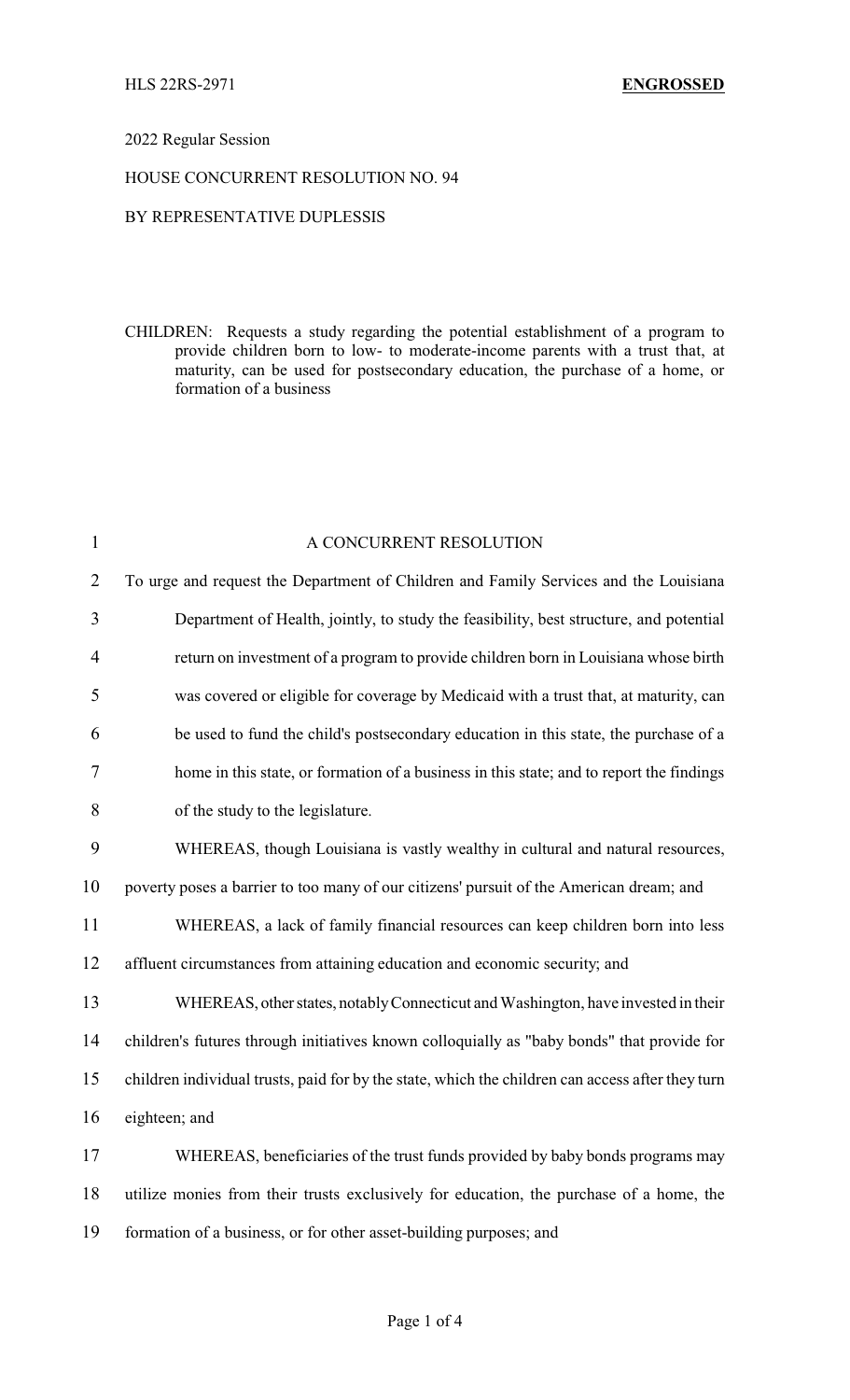HLS 22RS-2971 **ENGROSSED**

2022 Regular Session

HOUSE CONCURRENT RESOLUTION NO. 94

BY REPRESENTATIVE DUPLESSIS

CHILDREN: Requests a study regarding the potential establishment of a program to provide children born to low- to moderate-income parents with a trust that, at maturity, can be used for postsecondary education, the purchase of a home, or formation of a business

A CONCURRENT RESOLUTION

To urge and request the Department of Children and Family Services and the Louisiana Department of Health, jointly, to study the feasibility, best structure, and potential return on investment of a program to provide children born in Louisiana whose birth was covered or eligible for coverage by Medicaid with a trust that, at maturity, can be used to fund the child's postsecondary education in this state, the purchase of a home in this state, or formation of a business in this state; and to report the findings of the study to the legislature.

WHEREAS, though Louisiana is vastly wealthy in cultural and natural resources, poverty poses a barrier to too many of our citizens' pursuit of the American dream; and

WHEREAS, a lack of family financial resources can keep children born into less affluent circumstances from attaining education and economic security; and

WHEREAS, other states, notably Connecticut and Washington, have invested in their children's futures through initiatives known colloquially as "baby bonds" that provide for children individual trusts, paid for by the state, which the children can access after they turn eighteen; and

WHEREAS, beneficiaries of the trust funds provided by baby bonds programs may utilize monies from their trusts exclusively for education, the purchase of a home, the formation of a business, or for other asset-building purposes; and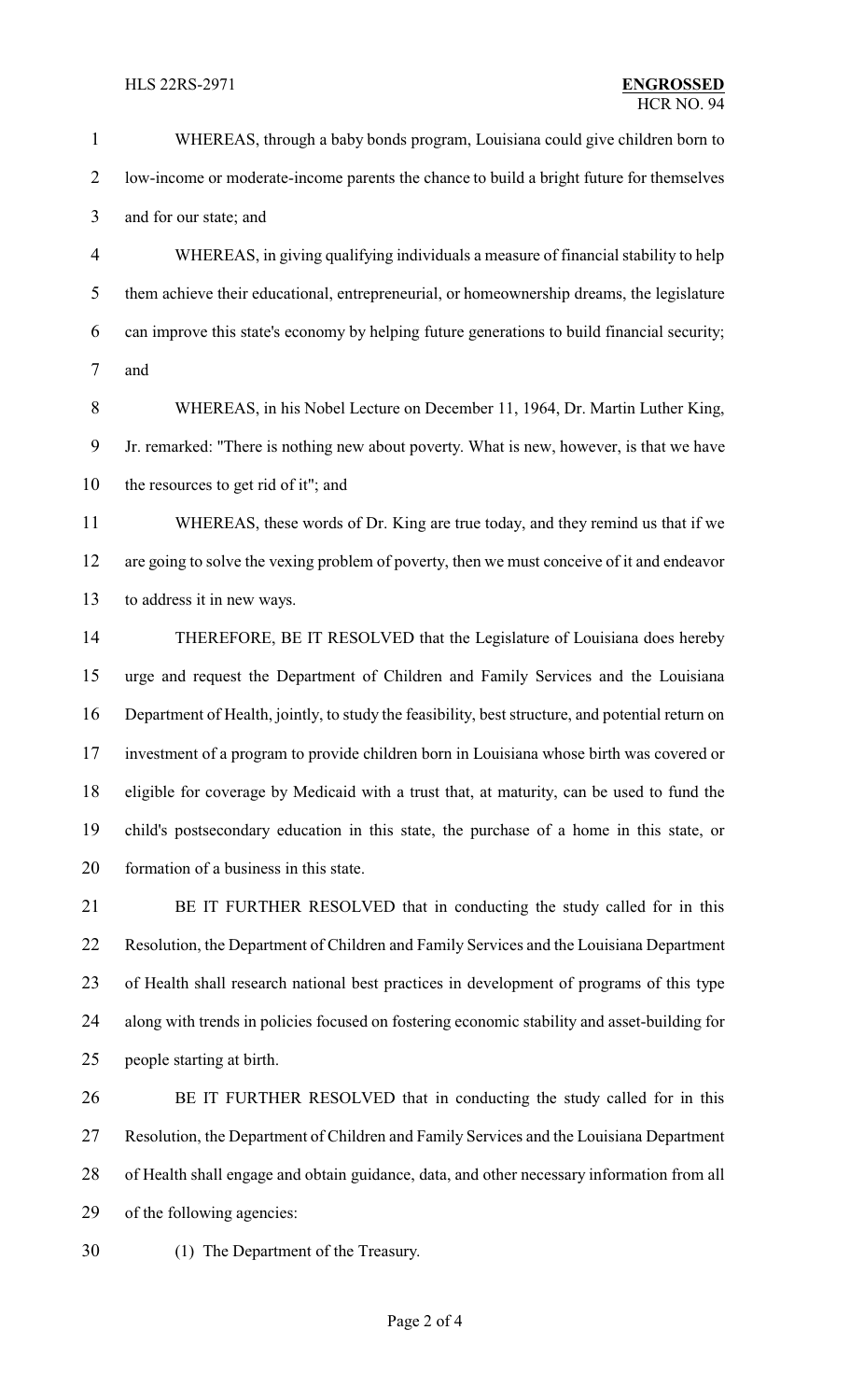WHEREAS, through a baby bonds program, Louisiana could give children born to low-income or moderate-income parents the chance to build a bright future for themselves and for our state; and

WHEREAS, in giving qualifying individuals a measure of financial stability to help them achieve their educational, entrepreneurial, or homeownership dreams, the legislature can improve this state's economy by helping future generations to build financial security; and

WHEREAS, in his Nobel Lecture on December 11, 1964, Dr. Martin Luther King, Jr. remarked: "There is nothing new about poverty. What is new, however, is that we have the resources to get rid of it"; and

WHEREAS, these words of Dr. King are true today, and they remind us that if we are going to solve the vexing problem of poverty, then we must conceive of it and endeavor to address it in new ways.

THEREFORE, BE IT RESOLVED that the Legislature of Louisiana does hereby urge and request the Department of Children and Family Services and the Louisiana Department of Health, jointly, to study the feasibility, best structure, and potential return on investment of a program to provide children born in Louisiana whose birth was covered or eligible for coverage by Medicaid with a trust that, at maturity, can be used to fund the child's postsecondary education in this state, the purchase of a home in this state, or formation of a business in this state.

BE IT FURTHER RESOLVED that in conducting the study called for in this Resolution, the Department of Children and Family Services and the Louisiana Department of Health shall research national best practices in development of programs of this type along with trends in policies focused on fostering economic stability and asset-building for people starting at birth.

BE IT FURTHER RESOLVED that in conducting the study called for in this Resolution, the Department of Children and Family Services and the Louisiana Department of Health shall engage and obtain guidance, data, and other necessary information from all of the following agencies:

(1) The Department of the Treasury.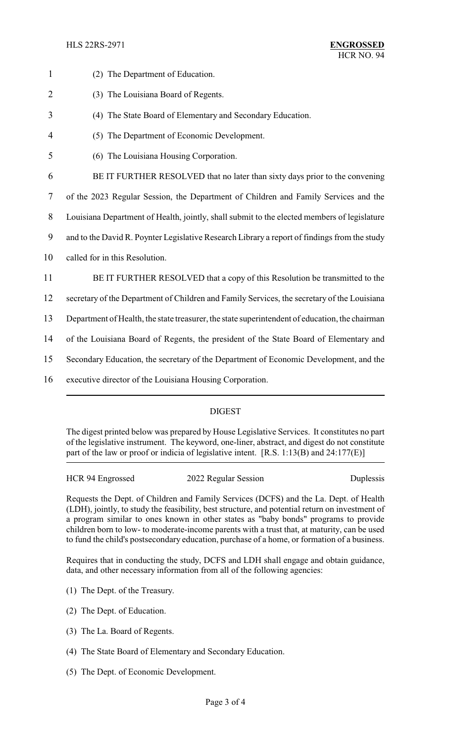(2) The Department of Education.

(3) The Louisiana Board of Regents.

(4) The State Board of Elementary and Secondary Education.

(5) The Department of Economic Development.

(6) The Louisiana Housing Corporation.

BE IT FURTHER RESOLVED that no later than sixty days prior to the convening of the 2023 Regular Session, the Department of Children and Family Services and the Louisiana Department of Health, jointly, shall submit to the elected members of legislature and to the David R. Poynter Legislative Research Library a report of findings from the study called for in this Resolution.

BE IT FURTHER RESOLVED that a copy of this Resolution be transmitted to the secretary of the Department of Children and Family Services, the secretary of the Louisiana Department of Health, the state treasurer, the state superintendent of education, the chairman of the Louisiana Board of Regents, the president of the State Board of Elementary and Secondary Education, the secretary of the Department of Economic Development, and the executive director of the Louisiana Housing Corporation.

## DIGEST

The digest printed below was prepared by House Legislative Services. It constitutes no part of the legislative instrument. The keyword, one-liner, abstract, and digest do not constitute part of the law or proof or indicia of legislative intent. [R.S. 1:13(B) and 24:177(E)]

HCR 94 Engrossed | 2022 Regular Session | Duplessis

Requests the Dept. of Children and Family Services (DCFS) and the La. Dept. of Health (LDH), jointly, to study the feasibility, best structure, and potential return on investment of a program similar to ones known in other states as "baby bonds" programs to provide children born to low- to moderate-income parents with a trust that, at maturity, can be used to fund the child's postsecondary education, purchase of a home, or formation of a business.

Requires that in conducting the study, DCFS and LDH shall engage and obtain guidance, data, and other necessary information from all of the following agencies:

(1) The Dept. of the Treasury.

(2) The Dept. of Education.

(3) The La. Board of Regents.

(4) The State Board of Elementary and Secondary Education.

(5) The Dept. of Economic Development.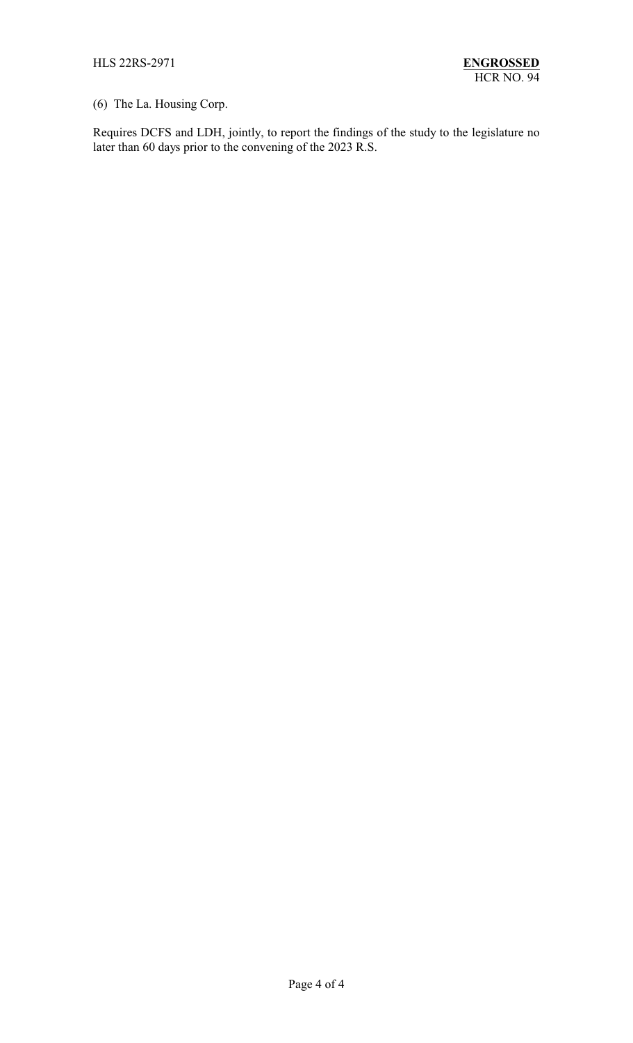(6) The La. Housing Corp.

Requires DCFS and LDH, jointly, to report the findings of the study to the legislature no later than 60 days prior to the convening of the 2023 R.S.